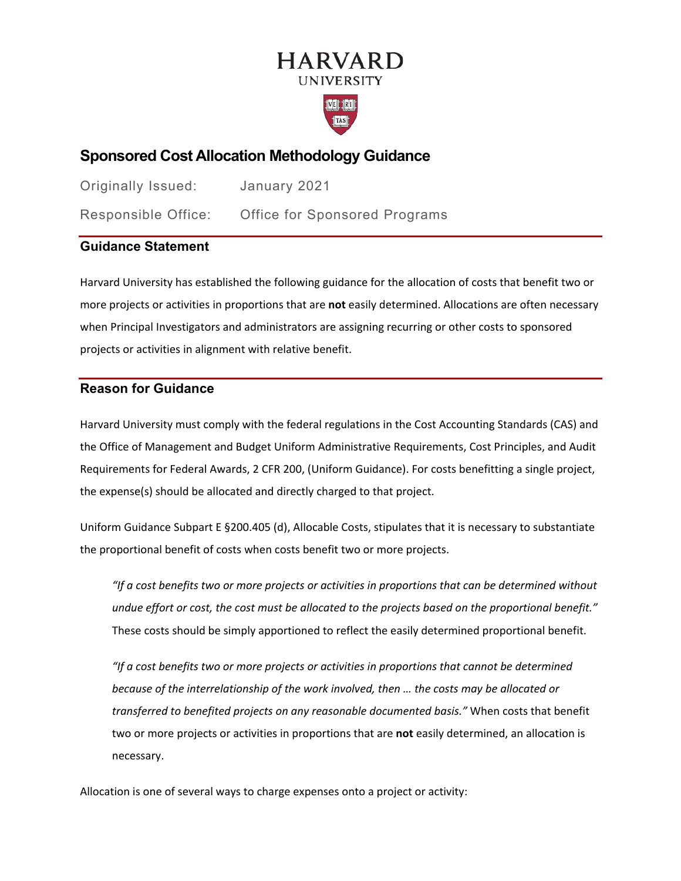# HARVARD
UNIVERSITY

## Sponsored Cost Allocation Methodology Guidance

Originally Issued: January 2021

Responsible Office: Office for Sponsored Programs

### Guidance Statement

Harvard University has established the following guidance for the allocation of costs that benefit two or more projects or activities in proportions that are **not** easily determined. Allocations are often necessary when Principal Investigators and administrators are assigning recurring or other costs to sponsored projects or activities in alignment with relative benefit.

### Reason for Guidance

Harvard University must comply with the federal regulations in the Cost Accounting Standards (CAS) and the Office of Management and Budget Uniform Administrative Requirements, Cost Principles, and Audit Requirements for Federal Awards, 2 CFR 200, (Uniform Guidance). For costs benefitting a single project, the expense(s) should be allocated and directly charged to that project.

Uniform Guidance Subpart E §200.405 (d), Allocable Costs, stipulates that it is necessary to substantiate the proportional benefit of costs when costs benefit two or more projects.

> *"If a cost benefits two or more projects or activities in proportions that can be determined without undue effort or cost, the cost must be allocated to the projects based on the proportional benefit."* These costs should be simply apportioned to reflect the easily determined proportional benefit.
>
> *"If a cost benefits two or more projects or activities in proportions that cannot be determined because of the interrelationship of the work involved, then … the costs may be allocated or transferred to benefited projects on any reasonable documented basis."* When costs that benefit two or more projects or activities in proportions that are **not** easily determined, an allocation is necessary.

Allocation is one of several ways to charge expenses onto a project or activity: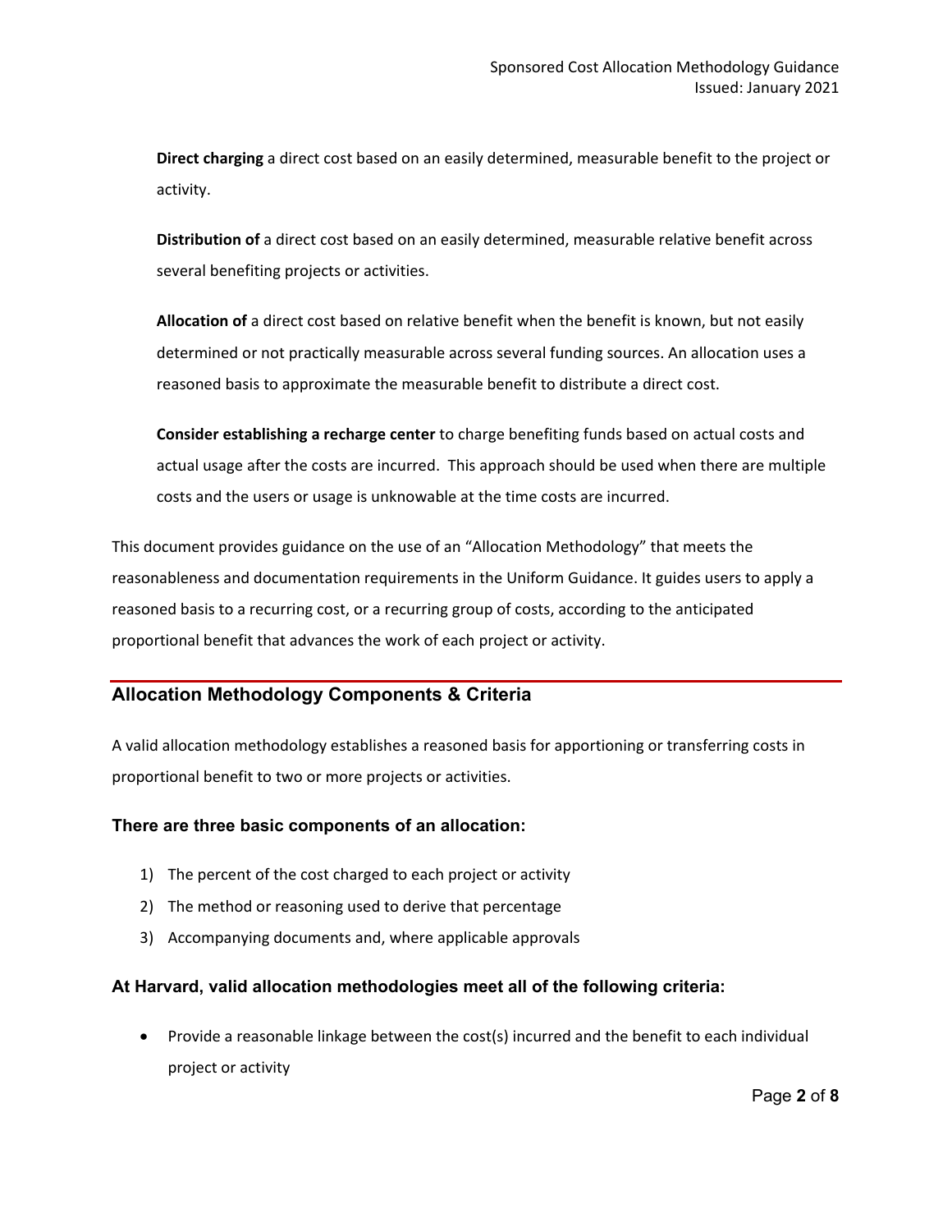**Direct charging** a direct cost based on an easily determined, measurable benefit to the project or activity.

**Distribution of** a direct cost based on an easily determined, measurable relative benefit across several benefiting projects or activities.

**Allocation of** a direct cost based on relative benefit when the benefit is known, but not easily determined or not practically measurable across several funding sources. An allocation uses a reasoned basis to approximate the measurable benefit to distribute a direct cost.

**Consider establishing a recharge center** to charge benefiting funds based on actual costs and actual usage after the costs are incurred. This approach should be used when there are multiple costs and the users or usage is unknowable at the time costs are incurred.

This document provides guidance on the use of an "Allocation Methodology" that meets the reasonableness and documentation requirements in the Uniform Guidance. It guides users to apply a reasoned basis to a recurring cost, or a recurring group of costs, according to the anticipated proportional benefit that advances the work of each project or activity.

## Allocation Methodology Components & Criteria

A valid allocation methodology establishes a reasoned basis for apportioning or transferring costs in proportional benefit to two or more projects or activities.

### There are three basic components of an allocation:

1) The percent of the cost charged to each project or activity
2) The method or reasoning used to derive that percentage
3) Accompanying documents and, where applicable approvals

### At Harvard, valid allocation methodologies meet all of the following criteria:

- Provide a reasonable linkage between the cost(s) incurred and the benefit to each individual project or activity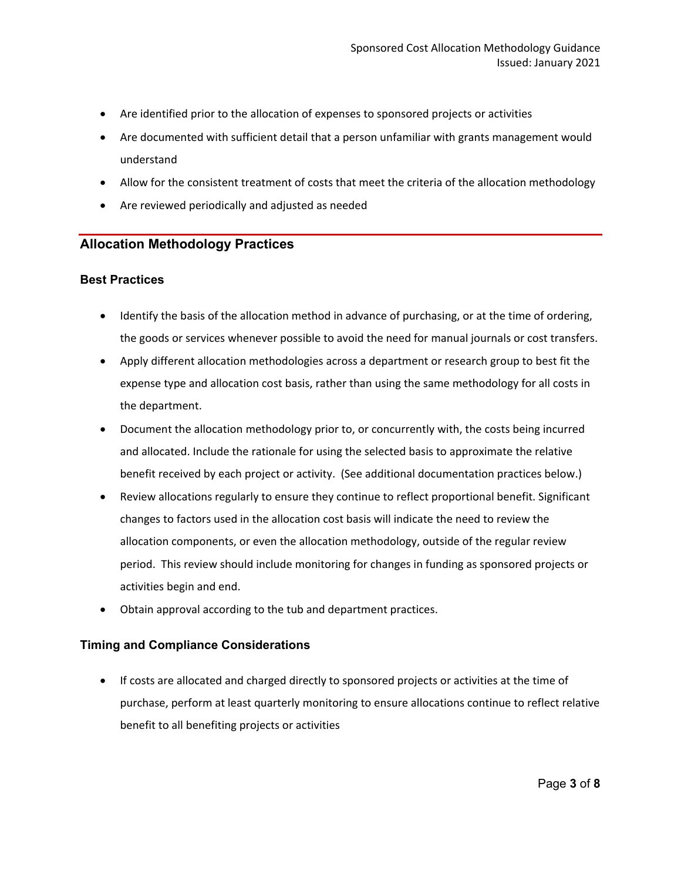- Are identified prior to the allocation of expenses to sponsored projects or activities
- Are documented with sufficient detail that a person unfamiliar with grants management would understand
- Allow for the consistent treatment of costs that meet the criteria of the allocation methodology
- Are reviewed periodically and adjusted as needed

## Allocation Methodology Practices

### Best Practices

- Identify the basis of the allocation method in advance of purchasing, or at the time of ordering, the goods or services whenever possible to avoid the need for manual journals or cost transfers.
- Apply different allocation methodologies across a department or research group to best fit the expense type and allocation cost basis, rather than using the same methodology for all costs in the department.
- Document the allocation methodology prior to, or concurrently with, the costs being incurred and allocated. Include the rationale for using the selected basis to approximate the relative benefit received by each project or activity. (See additional documentation practices below.)
- Review allocations regularly to ensure they continue to reflect proportional benefit. Significant changes to factors used in the allocation cost basis will indicate the need to review the allocation components, or even the allocation methodology, outside of the regular review period. This review should include monitoring for changes in funding as sponsored projects or activities begin and end.
- Obtain approval according to the tub and department practices.

### Timing and Compliance Considerations

- If costs are allocated and charged directly to sponsored projects or activities at the time of purchase, perform at least quarterly monitoring to ensure allocations continue to reflect relative benefit to all benefiting projects or activities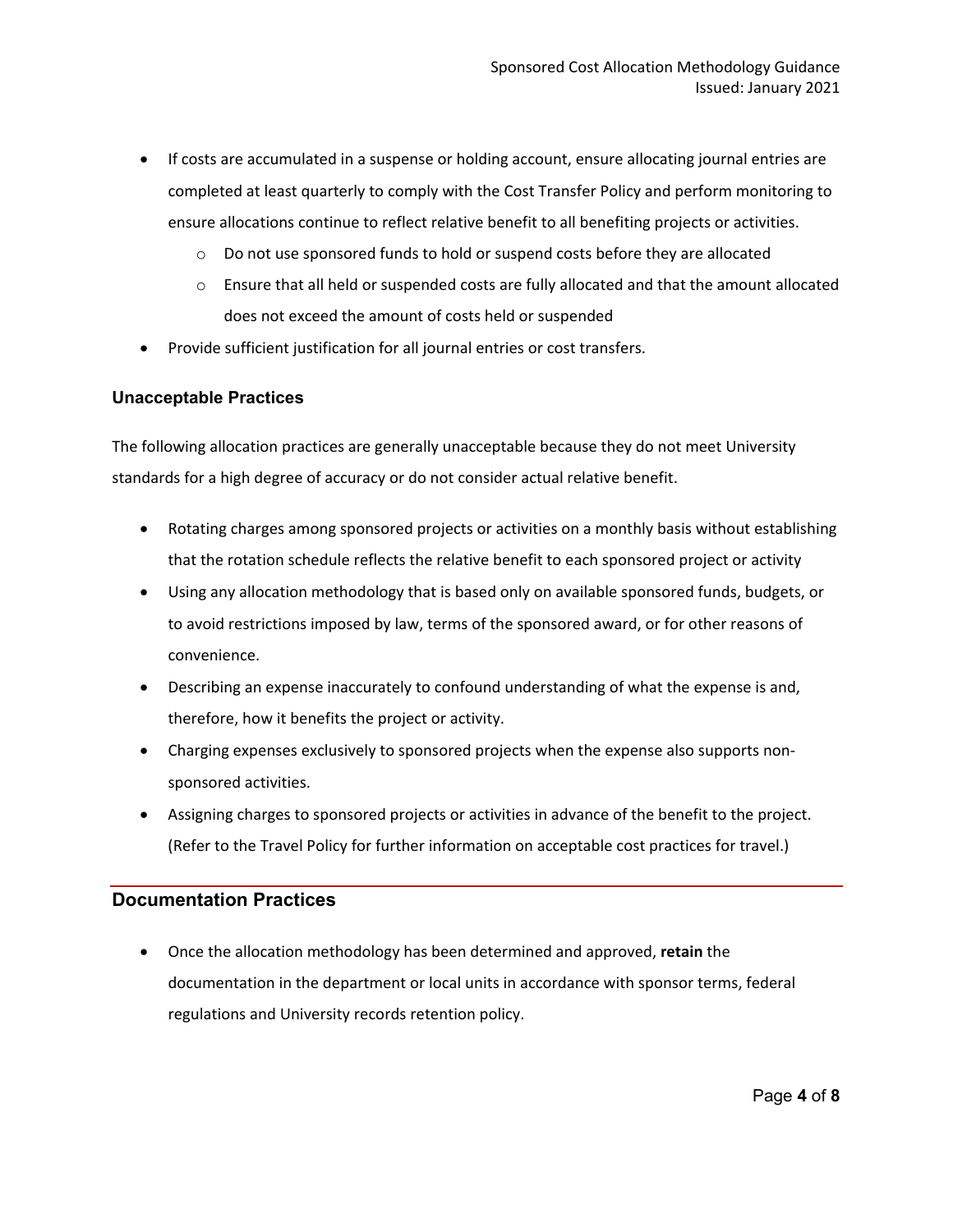- If costs are accumulated in a suspense or holding account, ensure allocating journal entries are completed at least quarterly to comply with the Cost Transfer Policy and perform monitoring to ensure allocations continue to reflect relative benefit to all benefiting projects or activities.
    - Do not use sponsored funds to hold or suspend costs before they are allocated
    - Ensure that all held or suspended costs are fully allocated and that the amount allocated does not exceed the amount of costs held or suspended
- Provide sufficient justification for all journal entries or cost transfers.

### Unacceptable Practices

The following allocation practices are generally unacceptable because they do not meet University standards for a high degree of accuracy or do not consider actual relative benefit.

- Rotating charges among sponsored projects or activities on a monthly basis without establishing that the rotation schedule reflects the relative benefit to each sponsored project or activity
- Using any allocation methodology that is based only on available sponsored funds, budgets, or to avoid restrictions imposed by law, terms of the sponsored award, or for other reasons of convenience.
- Describing an expense inaccurately to confound understanding of what the expense is and, therefore, how it benefits the project or activity.
- Charging expenses exclusively to sponsored projects when the expense also supports non-sponsored activities.
- Assigning charges to sponsored projects or activities in advance of the benefit to the project. (Refer to the Travel Policy for further information on acceptable cost practices for travel.)

## Documentation Practices

- Once the allocation methodology has been determined and approved, **retain** the documentation in the department or local units in accordance with sponsor terms, federal regulations and University records retention policy.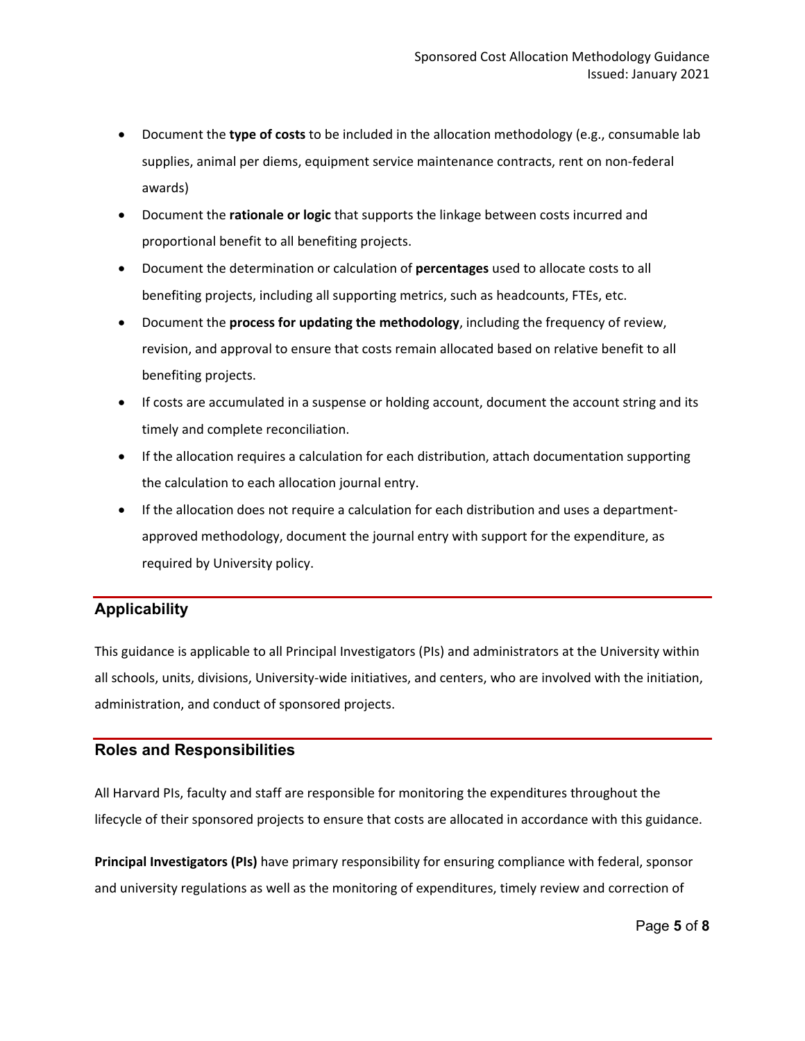- Document the **type of costs** to be included in the allocation methodology (e.g., consumable lab supplies, animal per diems, equipment service maintenance contracts, rent on non-federal awards)
- Document the **rationale or logic** that supports the linkage between costs incurred and proportional benefit to all benefiting projects.
- Document the determination or calculation of **percentages** used to allocate costs to all benefiting projects, including all supporting metrics, such as headcounts, FTEs, etc.
- Document the **process for updating the methodology**, including the frequency of review, revision, and approval to ensure that costs remain allocated based on relative benefit to all benefiting projects.
- If costs are accumulated in a suspense or holding account, document the account string and its timely and complete reconciliation.
- If the allocation requires a calculation for each distribution, attach documentation supporting the calculation to each allocation journal entry.
- If the allocation does not require a calculation for each distribution and uses a department-approved methodology, document the journal entry with support for the expenditure, as required by University policy.

## Applicability

This guidance is applicable to all Principal Investigators (PIs) and administrators at the University within all schools, units, divisions, University-wide initiatives, and centers, who are involved with the initiation, administration, and conduct of sponsored projects.

## Roles and Responsibilities

All Harvard PIs, faculty and staff are responsible for monitoring the expenditures throughout the lifecycle of their sponsored projects to ensure that costs are allocated in accordance with this guidance.

**Principal Investigators (PIs)** have primary responsibility for ensuring compliance with federal, sponsor and university regulations as well as the monitoring of expenditures, timely review and correction of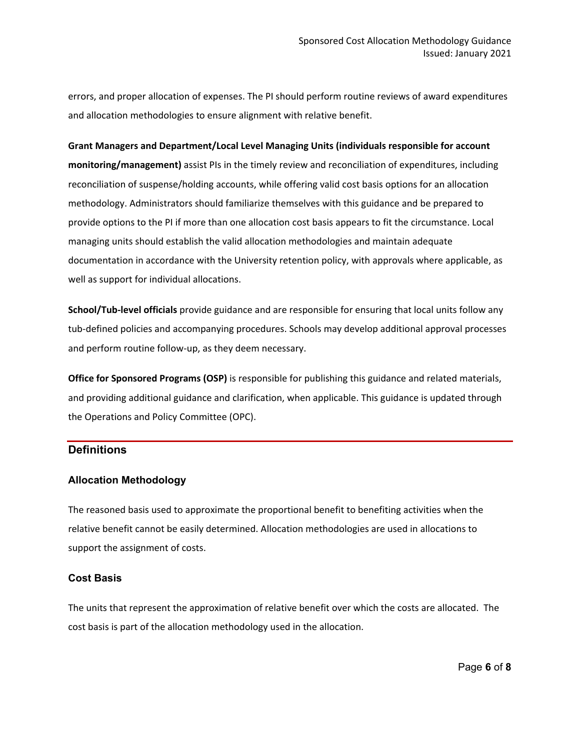errors, and proper allocation of expenses. The PI should perform routine reviews of award expenditures and allocation methodologies to ensure alignment with relative benefit.

**Grant Managers and Department/Local Level Managing Units (individuals responsible for account monitoring/management)** assist PIs in the timely review and reconciliation of expenditures, including reconciliation of suspense/holding accounts, while offering valid cost basis options for an allocation methodology. Administrators should familiarize themselves with this guidance and be prepared to provide options to the PI if more than one allocation cost basis appears to fit the circumstance. Local managing units should establish the valid allocation methodologies and maintain adequate documentation in accordance with the University retention policy, with approvals where applicable, as well as support for individual allocations.

**School/Tub-level officials** provide guidance and are responsible for ensuring that local units follow any tub-defined policies and accompanying procedures. Schools may develop additional approval processes and perform routine follow-up, as they deem necessary.

**Office for Sponsored Programs (OSP)** is responsible for publishing this guidance and related materials, and providing additional guidance and clarification, when applicable. This guidance is updated through the Operations and Policy Committee (OPC).

## Definitions

### Allocation Methodology

The reasoned basis used to approximate the proportional benefit to benefiting activities when the relative benefit cannot be easily determined. Allocation methodologies are used in allocations to support the assignment of costs.

### Cost Basis

The units that represent the approximation of relative benefit over which the costs are allocated. The cost basis is part of the allocation methodology used in the allocation.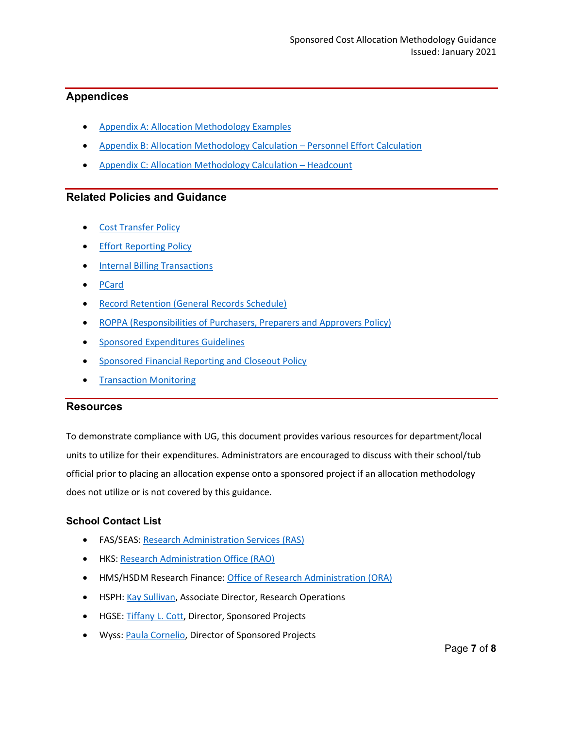## Appendices

- Appendix A: Allocation Methodology Examples
- Appendix B: Allocation Methodology Calculation – Personnel Effort Calculation
- Appendix C: Allocation Methodology Calculation – Headcount

## Related Policies and Guidance

- Cost Transfer Policy
- Effort Reporting Policy
- Internal Billing Transactions
- PCard
- Record Retention (General Records Schedule)
- ROPPA (Responsibilities of Purchasers, Preparers and Approvers Policy)
- Sponsored Expenditures Guidelines
- Sponsored Financial Reporting and Closeout Policy
- Transaction Monitoring

## Resources

To demonstrate compliance with UG, this document provides various resources for department/local units to utilize for their expenditures. Administrators are encouraged to discuss with their school/tub official prior to placing an allocation expense onto a sponsored project if an allocation methodology does not utilize or is not covered by this guidance.

### School Contact List

- FAS/SEAS: Research Administration Services (RAS)
- HKS: Research Administration Office (RAO)
- HMS/HSDM Research Finance: Office of Research Administration (ORA)
- HSPH: Kay Sullivan, Associate Director, Research Operations
- HGSE: Tiffany L. Cott, Director, Sponsored Projects
- Wyss: Paula Cornelio, Director of Sponsored Projects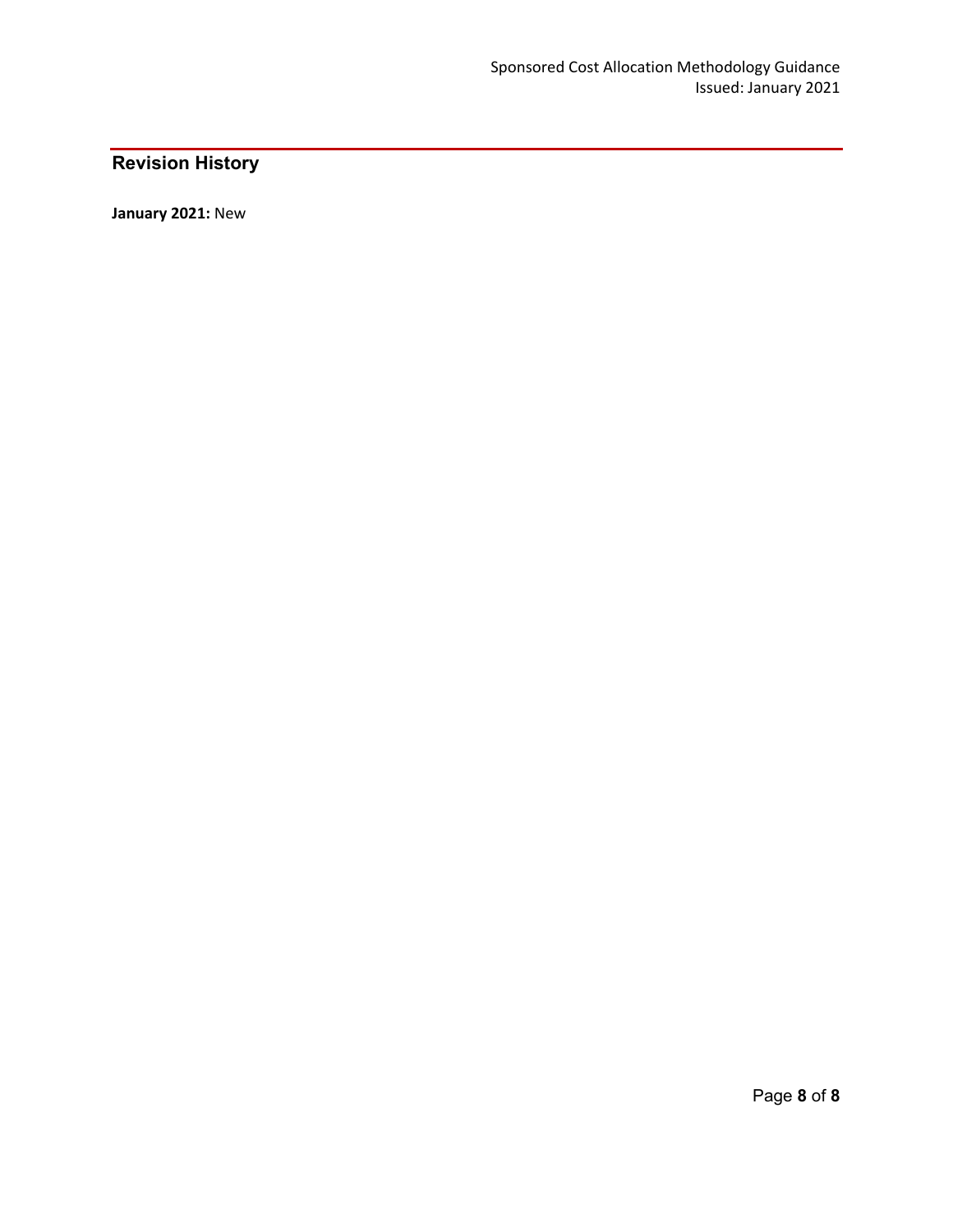## Revision History

**January 2021:** New